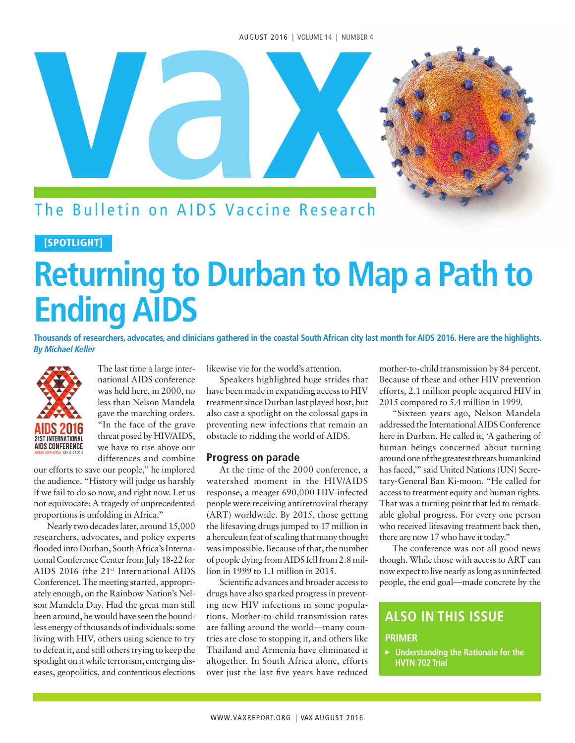# vax

## The Bulletin on AIDS Vaccine Research

[SPOTLIGHT]

# Returning to Durban to Map a Path to Ending AIDS

**Thousands of researchers, advocates, and clinicians gathered in the coastal South African city last month for AIDS 2016. Here are the highlights.**
***By Michael Keller***

AIDS 2016
21ST INTERNATIONAL AIDS CONFERENCE
DURBAN, SOUTH AFRICA JULY 17–22, 2016

The last time a large international AIDS conference was held here, in 2000, no less than Nelson Mandela gave the marching orders. "In the face of the grave threat posed by HIV/AIDS, we have to rise above our differences and combine our efforts to save our people," he implored the audience. "History will judge us harshly if we fail to do so now, and right now. Let us not equivocate: A tragedy of unprecedented proportions is unfolding in Africa."

Nearly two decades later, around 15,000 researchers, advocates, and policy experts flooded into Durban, South Africa's International Conference Center from July 18-22 for AIDS 2016 (the 21st International AIDS Conference). The meeting started, appropriately enough, on the Rainbow Nation's Nelson Mandela Day. Had the great man still been around, he would have seen the boundless energy of thousands of individuals: some living with HIV, others using science to try to defeat it, and still others trying to keep the spotlight on it while terrorism, emerging diseases, geopolitics, and contentious elections likewise vie for the world's attention.

Speakers highlighted huge strides that have been made in expanding access to HIV treatment since Durban last played host, but also cast a spotlight on the colossal gaps in preventing new infections that remain an obstacle to ridding the world of AIDS.

## Progress on parade

At the time of the 2000 conference, a watershed moment in the HIV/AIDS response, a meager 690,000 HIV-infected people were receiving antiretroviral therapy (ART) worldwide. By 2015, those getting the lifesaving drugs jumped to 17 million in a herculean feat of scaling that many thought was impossible. Because of that, the number of people dying from AIDS fell from 2.8 million in 1999 to 1.1 million in 2015.

Scientific advances and broader access to drugs have also sparked progress in preventing new HIV infections in some populations. Mother-to-child transmission rates are falling around the world—many countries are close to stopping it, and others like Thailand and Armenia have eliminated it altogether. In South Africa alone, efforts over just the last five years have reduced mother-to-child transmission by 84 percent. Because of these and other HIV prevention efforts, 2.1 million people acquired HIV in 2015 compared to 5.4 million in 1999.

"Sixteen years ago, Nelson Mandela addressed the International AIDS Conference here in Durban. He called it, 'A gathering of human beings concerned about turning around one of the greatest threats humankind has faced,'" said United Nations (UN) Secretary-General Ban Ki-moon. "He called for access to treatment equity and human rights. That was a turning point that led to remarkable global progress. For every one person who received lifesaving treatment back then, there are now 17 who have it today."

The conference was not all good news though. While those with access to ART can now expect to live nearly as long as uninfected people, the end goal—made concrete by the

## ALSO IN THIS ISSUE

**PRIMER**

- Understanding the Rationale for the HVTN 702 Trial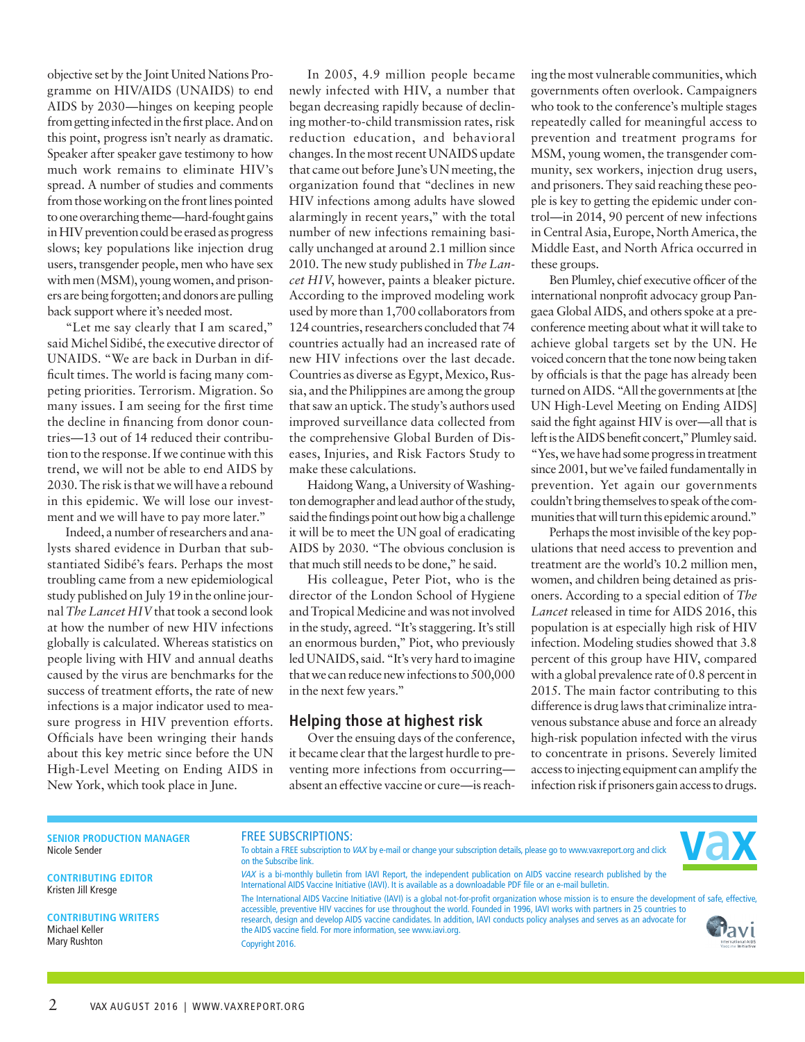objective set by the Joint United Nations Programme on HIV/AIDS (UNAIDS) to end AIDS by 2030—hinges on keeping people from getting infected in the first place. And on this point, progress isn't nearly as dramatic. Speaker after speaker gave testimony to how much work remains to eliminate HIV's spread. A number of studies and comments from those working on the front lines pointed to one overarching theme—hard-fought gains in HIV prevention could be erased as progress slows; key populations like injection drug users, transgender people, men who have sex with men (MSM), young women, and prisoners are being forgotten; and donors are pulling back support where it's needed most.

"Let me say clearly that I am scared," said Michel Sidibé, the executive director of UNAIDS. "We are back in Durban in difficult times. The world is facing many competing priorities. Terrorism. Migration. So many issues. I am seeing for the first time the decline in financing from donor countries—13 out of 14 reduced their contribution to the response. If we continue with this trend, we will not be able to end AIDS by 2030. The risk is that we will have a rebound in this epidemic. We will lose our investment and we will have to pay more later."

Indeed, a number of researchers and analysts shared evidence in Durban that substantiated Sidibé's fears. Perhaps the most troubling came from a new epidemiological study published on July 19 in the online journal *The Lancet HIV* that took a second look at how the number of new HIV infections globally is calculated. Whereas statistics on people living with HIV and annual deaths caused by the virus are benchmarks for the success of treatment efforts, the rate of new infections is a major indicator used to measure progress in HIV prevention efforts. Officials have been wringing their hands about this key metric since before the UN High-Level Meeting on Ending AIDS in New York, which took place in June.

In 2005, 4.9 million people became newly infected with HIV, a number that began decreasing rapidly because of declining mother-to-child transmission rates, risk reduction education, and behavioral changes. In the most recent UNAIDS update that came out before June's UN meeting, the organization found that "declines in new HIV infections among adults have slowed alarmingly in recent years," with the total number of new infections remaining basically unchanged at around 2.1 million since 2010. The new study published in *The Lancet HIV*, however, paints a bleaker picture. According to the improved modeling work used by more than 1,700 collaborators from 124 countries, researchers concluded that 74 countries actually had an increased rate of new HIV infections over the last decade. Countries as diverse as Egypt, Mexico, Russia, and the Philippines are among the group that saw an uptick. The study's authors used improved surveillance data collected from the comprehensive Global Burden of Diseases, Injuries, and Risk Factors Study to make these calculations.

Haidong Wang, a University of Washington demographer and lead author of the study, said the findings point out how big a challenge it will be to meet the UN goal of eradicating AIDS by 2030. "The obvious conclusion is that much still needs to be done," he said.

His colleague, Peter Piot, who is the director of the London School of Hygiene and Tropical Medicine and was not involved in the study, agreed. "It's staggering. It's still an enormous burden," Piot, who previously led UNAIDS, said. "It's very hard to imagine that we can reduce new infections to 500,000 in the next few years."

## Helping those at highest risk

Over the ensuing days of the conference, it became clear that the largest hurdle to preventing more infections from occurring—absent an effective vaccine or cure—is reaching the most vulnerable communities, which governments often overlook. Campaigners who took to the conference's multiple stages repeatedly called for meaningful access to prevention and treatment programs for MSM, young women, the transgender community, sex workers, injection drug users, and prisoners. They said reaching these people is key to getting the epidemic under control—in 2014, 90 percent of new infections in Central Asia, Europe, North America, the Middle East, and North Africa occurred in these groups.

Ben Plumley, chief executive officer of the international nonprofit advocacy group Pangaea Global AIDS, and others spoke at a pre-conference meeting about what it will take to achieve global targets set by the UN. He voiced concern that the tone now being taken by officials is that the page has already been turned on AIDS. "All the governments at [the UN High-Level Meeting on Ending AIDS] said the fight against HIV is over—all that is left is the AIDS benefit concert," Plumley said. "Yes, we have had some progress in treatment since 2001, but we've failed fundamentally in prevention. Yet again our governments couldn't bring themselves to speak of the communities that will turn this epidemic around."

Perhaps the most invisible of the key populations that need access to prevention and treatment are the world's 10.2 million men, women, and children being detained as prisoners. According to a special edition of *The Lancet* released in time for AIDS 2016, this population is at especially high risk of HIV infection. Modeling studies showed that 3.8 percent of this group have HIV, compared with a global prevalence rate of 0.8 percent in 2015. The main factor contributing to this difference is drug laws that criminalize intravenous substance abuse and force an already high-risk population infected with the virus to concentrate in prisons. Severely limited access to injecting equipment can amplify the infection risk if prisoners gain access to drugs.

---

**SENIOR PRODUCTION MANAGER**
Nicole Sender

**CONTRIBUTING EDITOR**
Kristen Jill Kresge

**CONTRIBUTING WRITERS**
Michael Keller
Mary Rushton

**FREE SUBSCRIPTIONS:**
To obtain a FREE subscription to *VAX* by e-mail or change your subscription details, please go to www.vaxreport.org and click on the Subscribe link.

*VAX* is a bi-monthly bulletin from IAVI Report, the independent publication on AIDS vaccine research published by the International AIDS Vaccine Initiative (IAVI). It is available as a downloadable PDF file or an e-mail bulletin.

The International AIDS Vaccine Initiative (IAVI) is a global not-for-profit organization whose mission is to ensure the development of safe, effective, accessible, preventive HIV vaccines for use throughout the world. Founded in 1996, IAVI works with partners in 25 countries to research, design and develop AIDS vaccine candidates. In addition, IAVI conducts policy analyses and serves as an advocate for the AIDS vaccine field. For more information, see www.iavi.org.

Copyright 2016.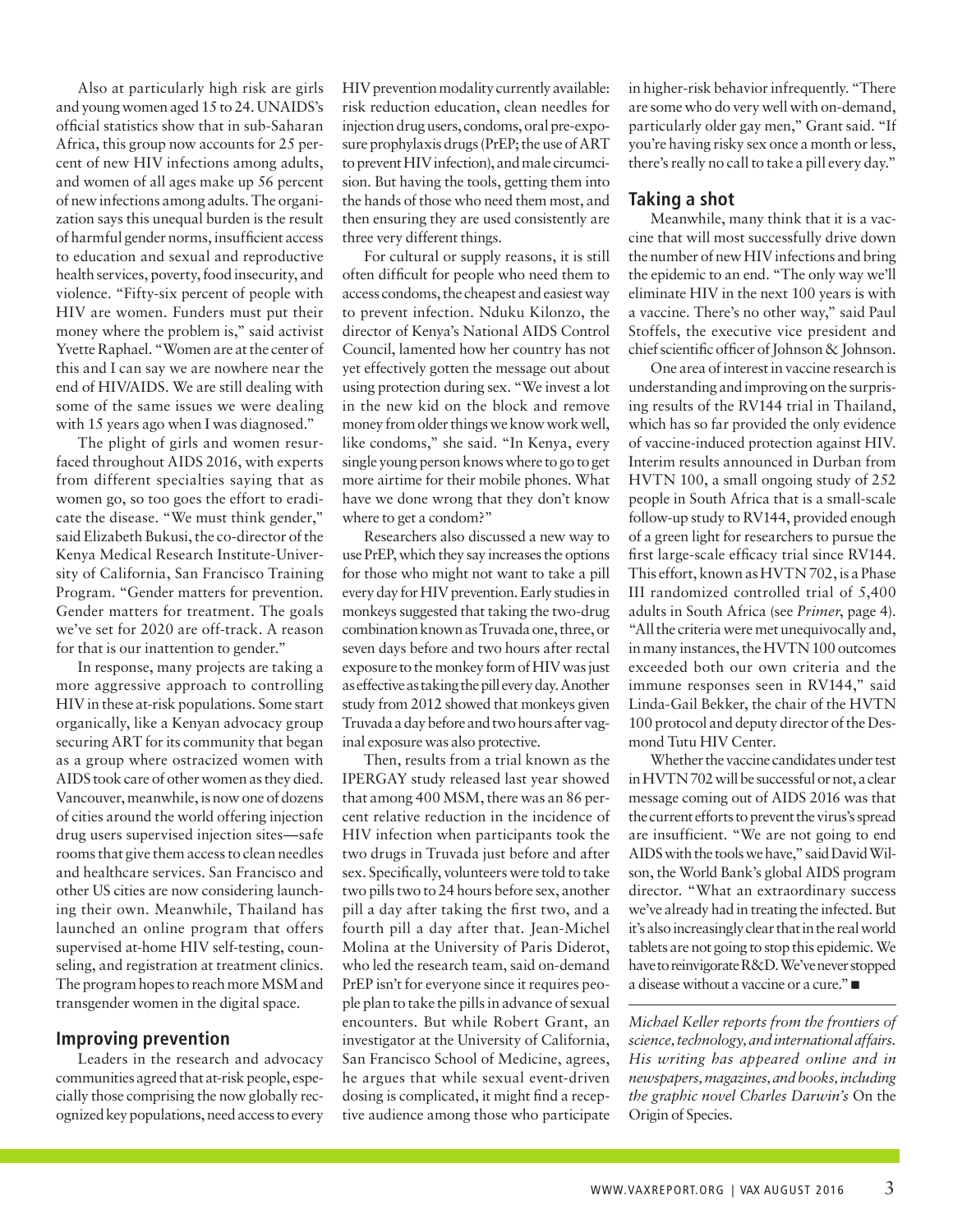Also at particularly high risk are girls and young women aged 15 to 24. UNAIDS's official statistics show that in sub-Saharan Africa, this group now accounts for 25 percent of new HIV infections among adults, and women of all ages make up 56 percent of new infections among adults. The organization says this unequal burden is the result of harmful gender norms, insufficient access to education and sexual and reproductive health services, poverty, food insecurity, and violence. "Fifty-six percent of people with HIV are women. Funders must put their money where the problem is," said activist Yvette Raphael. "Women are at the center of this and I can say we are nowhere near the end of HIV/AIDS. We are still dealing with some of the same issues we were dealing with 15 years ago when I was diagnosed."

The plight of girls and women resurfaced throughout AIDS 2016, with experts from different specialties saying that as women go, so too goes the effort to eradicate the disease. "We must think gender," said Elizabeth Bukusi, the co-director of the Kenya Medical Research Institute-University of California, San Francisco Training Program. "Gender matters for prevention. Gender matters for treatment. The goals we've set for 2020 are off-track. A reason for that is our inattention to gender."

In response, many projects are taking a more aggressive approach to controlling HIV in these at-risk populations. Some start organically, like a Kenyan advocacy group securing ART for its community that began as a group where ostracized women with AIDS took care of other women as they died. Vancouver, meanwhile, is now one of dozens of cities around the world offering injection drug users supervised injection sites—safe rooms that give them access to clean needles and healthcare services. San Francisco and other US cities are now considering launching their own. Meanwhile, Thailand has launched an online program that offers supervised at-home HIV self-testing, counseling, and registration at treatment clinics. The program hopes to reach more MSM and transgender women in the digital space.

## Improving prevention

Leaders in the research and advocacy communities agreed that at-risk people, especially those comprising the now globally recognized key populations, need access to every HIV prevention modality currently available: risk reduction education, clean needles for injection drug users, condoms, oral pre-exposure prophylaxis drugs (PrEP; the use of ART to prevent HIV infection), and male circumcision. But having the tools, getting them into the hands of those who need them most, and then ensuring they are used consistently are three very different things.

For cultural or supply reasons, it is still often difficult for people who need them to access condoms, the cheapest and easiest way to prevent infection. Nduku Kilonzo, the director of Kenya's National AIDS Control Council, lamented how her country has not yet effectively gotten the message out about using protection during sex. "We invest a lot in the new kid on the block and remove money from older things we know work well, like condoms," she said. "In Kenya, every single young person knows where to go to get more airtime for their mobile phones. What have we done wrong that they don't know where to get a condom?"

Researchers also discussed a new way to use PrEP, which they say increases the options for those who might not want to take a pill every day for HIV prevention. Early studies in monkeys suggested that taking the two-drug combination known as Truvada one, three, or seven days before and two hours after sexual exposure to the monkey form of HIV was just as effective as taking the pill every day. Another study from 2012 showed that monkeys given Truvada a day before and two hours after vaginal exposure was also protective.

Then, results from a trial known as the IPERGAY study released last year showed that among 400 MSM, there was an 86 percent relative reduction in the incidence of HIV infection when participants took the two drugs in Truvada just before and after sex. Specifically, volunteers were told to take two pills two to 24 hours before sex, another pill a day after taking the first two, and a fourth pill a day after that. Jean-Michel Molina at the University of Paris Diderot, who led the research team, said on-demand PrEP isn't for everyone since it requires people plan to take the pills in advance of sexual encounters. But while Robert Grant, an investigator at the University of California, San Francisco School of Medicine, agrees, he argues that while sexual event-driven dosing is complicated, it might find a receptive audience among those who participate in higher-risk behavior infrequently. "There are some who do very well with on-demand, particularly older gay men," Grant said. "If you're having risky sex once a month or less, there's really no call to take a pill every day."

## Taking a shot

Meanwhile, many think that it is a vaccine that will most successfully drive down the number of new HIV infections and bring the epidemic to an end. "The only way we'll eliminate HIV in the next 100 years is with a vaccine. There's no other way," said Paul Stoffels, the executive vice president and chief scientific officer of Johnson & Johnson.

One area of interest in vaccine research is understanding and improving on the surprising results of the RV144 trial in Thailand, which has so far provided the only evidence of vaccine-induced protection against HIV. Interim results announced in Durban from HVTN 100, a small ongoing study of 252 people in South Africa that is a small-scale follow-up study to RV144, provided enough of a green light for researchers to pursue the first large-scale efficacy trial since RV144. This effort, known as HVTN 702, is a Phase III randomized controlled trial of 5,400 adults in South Africa (see *Primer*, page 4). "All the criteria were met unequivocally and, in many instances, the HVTN 100 outcomes exceeded both our own criteria and the immune responses seen in RV144," said Linda-Gail Bekker, the chair of the HVTN 100 protocol and deputy director of the Desmond Tutu HIV Center.

Whether the vaccine candidates under test in HVTN 702 will be successful or not, a clear message coming out of AIDS 2016 was that the current efforts to prevent the virus's spread are insufficient. "We are not going to end AIDS with the tools we have," said David Wilson, the World Bank's global AIDS program director. "What an extraordinary success we've already had in treating the infected. But it's also increasingly clear that in the real world tablets are not going to stop this epidemic. We have to reinvigorate R&D. We've never stopped a disease without a vaccine or a cure." ■

---

*Michael Keller reports from the frontiers of science, technology, and international affairs. His writing has appeared online and in newspapers, magazines, and books, including the graphic novel Charles Darwin's* On the Origin of Species.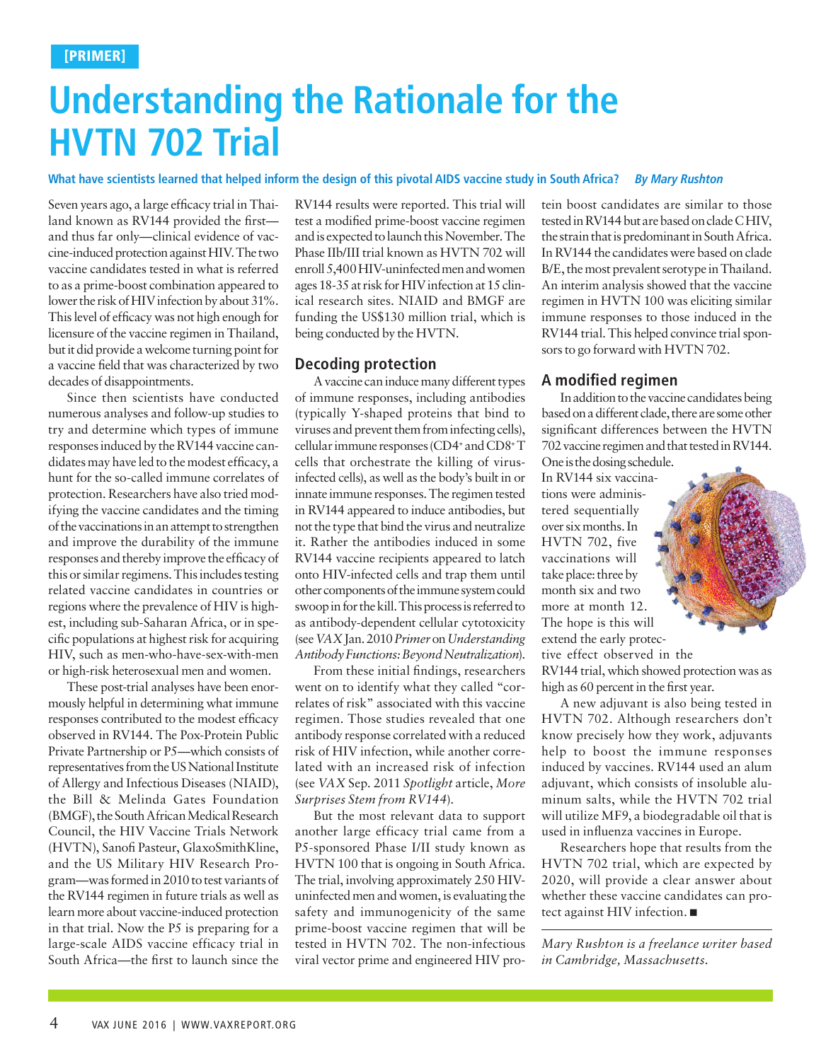[PRIMER]

# Understanding the Rationale for the HVTN 702 Trial

**What have scientists learned that helped inform the design of this pivotal AIDS vaccine study in South Africa?** ***By Mary Rushton***

Seven years ago, a large efficacy trial in Thailand known as RV144 provided the first—and thus far only—clinical evidence of vaccine-induced protection against HIV. The two vaccine candidates tested in what is referred to as a prime-boost combination appeared to lower the risk of HIV infection by about 31%. This level of efficacy was not high enough for licensure of the vaccine regimen in Thailand, but it did provide a welcome turning point for a vaccine field that was characterized by two decades of disappointments.

Since then scientists have conducted numerous analyses and follow-up studies to try and determine which types of immune responses induced by the RV144 vaccine candidates may have led to the modest efficacy, a hunt for the so-called immune correlates of protection. Researchers have also tried modifying the vaccine candidates and the timing of the vaccinations in an attempt to strengthen and improve the durability of the immune responses and thereby improve the efficacy of this or similar regimens. This includes testing related vaccine candidates in countries or regions where the prevalence of HIV is highest, including sub-Saharan Africa, or in specific populations at highest risk for acquiring HIV, such as men-who-have-sex-with-men or high-risk heterosexual men and women.

These post-trial analyses have been enormously helpful in determining what immune responses contributed to the modest efficacy observed in RV144. The Pox-Protein Public Private Partnership or P5—which consists of representatives from the US National Institute of Allergy and Infectious Diseases (NIAID), the Bill & Melinda Gates Foundation (BMGF), the South African Medical Research Council, the HIV Vaccine Trials Network (HVTN), Sanofi Pasteur, GlaxoSmithKline, and the US Military HIV Research Program—was formed in 2010 to test variants of the RV144 regimen in future trials as well as learn more about vaccine-induced protection in that trial. Now the P5 is preparing for a large-scale AIDS vaccine efficacy trial in South Africa—the first to launch since the RV144 results were reported. This trial will test a modified prime-boost vaccine regimen and is expected to launch this November. The Phase IIb/III trial known as HVTN 702 will enroll 5,400 HIV-uninfected men and women ages 18-35 at risk for HIV infection at 15 clinical research sites. NIAID and BMGF are funding the US$130 million trial, which is being conducted by the HVTN.

## Decoding protection

A vaccine can induce many different types of immune responses, including antibodies (typically Y-shaped proteins that bind to viruses and prevent them from infecting cells), cellular immune responses ($CD4^+$ and $CD8^+$ T cells that orchestrate the killing of virus-infected cells), as well as the body's built in or innate immune responses. The regimen tested in RV144 appeared to induce antibodies, but not the type that bind the virus and neutralize it. Rather the antibodies induced in some RV144 vaccine recipients appeared to latch onto HIV-infected cells and trap them until other components of the immune system could swoop in for the kill. This process is referred to as antibody-dependent cellular cytotoxicity (see *VAX* Jan. 2010 *Primer* on *Understanding Antibody Functions: Beyond Neutralization*).

From these initial findings, researchers went on to identify what they called "correlates of risk" associated with this vaccine regimen. Those studies revealed that one antibody response correlated with a reduced risk of HIV infection, while another correlated with an increased risk of infection (see *VAX* Sep. 2011 *Spotlight* article, *More Surprises Stem from RV144*).

But the most relevant data to support another large efficacy trial came from a P5-sponsored Phase I/II study known as HVTN 100 that is ongoing in South Africa. The trial, involving approximately 250 HIV-uninfected men and women, is evaluating the safety and immunogenicity of the same prime-boost vaccine regimen that will be tested in HVTN 702. The non-infectious viral vector prime and engineered HIV protein boost candidates are similar to those tested in RV144 but are based on clade C HIV, the strain that is predominant in South Africa. In RV144 the candidates were based on clade B/E, the most prevalent serotype in Thailand. An interim analysis showed that the vaccine regimen in HVTN 100 was eliciting similar immune responses to those induced in the RV144 trial. This helped convince trial sponsors to go forward with HVTN 702.

## A modified regimen

In addition to the vaccine candidates being based on a different clade, there are some other significant differences between the HVTN 702 vaccine regimen and that tested in RV144. One is the dosing schedule. In RV144 six vaccinations were administered sequentially over six months. In HVTN 702, five vaccinations will take place: three by month six and two more at month 12. The hope is this will extend the early protective effect observed in the RV144 trial, which showed protection was as high as 60 percent in the first year.

A new adjuvant is also being tested in HVTN 702. Although researchers don't know precisely how they work, adjuvants help to boost the immune responses induced by vaccines. RV144 used an alum adjuvant, which consists of insoluble aluminum salts, while the HVTN 702 trial will utilize MF9, a biodegradable oil that is used in influenza vaccines in Europe.

Researchers hope that results from the HVTN 702 trial, which are expected by 2020, will provide a clear answer about whether these vaccine candidates can protect against HIV infection. ■

*Mary Rushton is a freelance writer based in Cambridge, Massachusetts.*